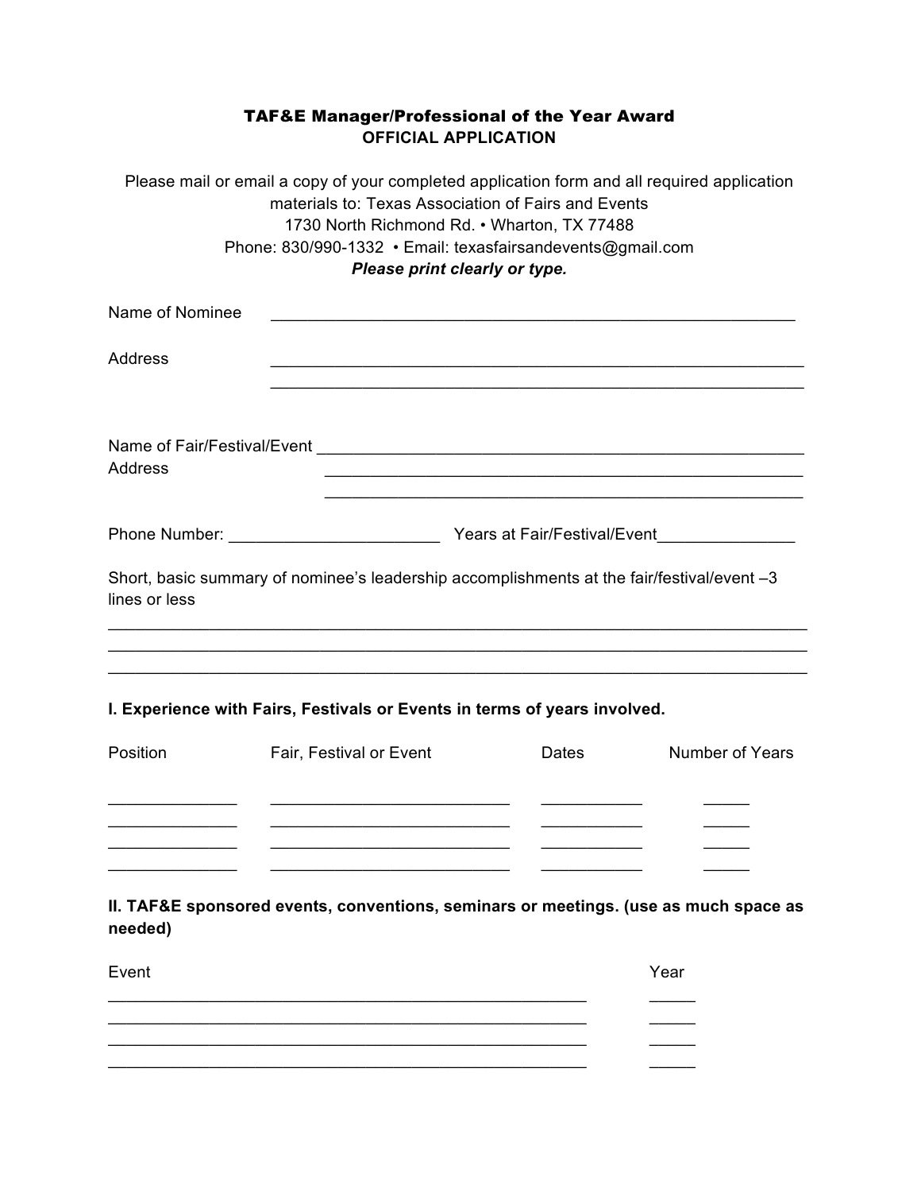**TAF&E Manager/Professional of the Year Award**
**OFFICIAL APPLICATION**

Please mail or email a copy of your completed application form and all required application materials to: Texas Association of Fairs and Events
1730 North Richmond Rd. • Wharton, TX 77488
Phone: 830/990-1332 • Email: texasfairsandevents@gmail.com
***Please print clearly or type.***

Name of Nominee ____________________________________________________________

Address ____________________________________________________________
____________________________________________________________

Name of Fair/Festival/Event ________________________________________________________
Address ________________________________________________________
________________________________________________________

Phone Number: _______________________ Years at Fair/Festival/Event_______________

Short, basic summary of nominee's leadership accomplishments at the fair/festival/event –3 lines or less

________________________________________________________________________________
________________________________________________________________________________
________________________________________________________________________________

**I. Experience with Fairs, Festivals or Events in terms of years involved.**

| Position | Fair, Festival or Event | Dates | Number of Years |
|---|---|---|---|
| ______________ | ___________________________ | ___________ | _____ |
| ______________ | ___________________________ | ___________ | _____ |
| ______________ | ___________________________ | ___________ | _____ |
| ______________ | ___________________________ | ___________ | _____ |

**II. TAF&E sponsored events, conventions, seminars or meetings. (use as much space as needed)**

| Event | Year |
|---|---|
| _______________________________________________________ | _____ |
| _______________________________________________________ | _____ |
| _______________________________________________________ | _____ |
| _______________________________________________________ | _____ |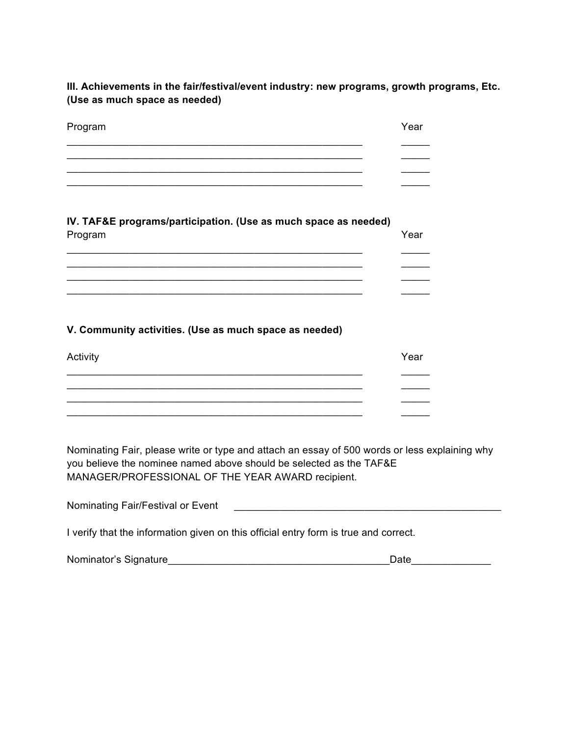**III. Achievements in the fair/festival/event industry: new programs, growth programs, Etc. (Use as much space as needed)**

| Program | Year |
|---|---|
| _______________________________________________________ | _____ |
| _______________________________________________________ | _____ |
| _______________________________________________________ | _____ |
| _______________________________________________________ | _____ |

**IV. TAF&E programs/participation. (Use as much space as needed)**

| Program | Year |
|---|---|
| _______________________________________________________ | _____ |
| _______________________________________________________ | _____ |
| _______________________________________________________ | _____ |
| _______________________________________________________ | _____ |

**V. Community activities. (Use as much space as needed)**

| Activity | Year |
|---|---|
| _______________________________________________________ | _____ |
| _______________________________________________________ | _____ |
| _______________________________________________________ | _____ |
| _______________________________________________________ | _____ |

Nominating Fair, please write or type and attach an essay of 500 words or less explaining why you believe the nominee named above should be selected as the TAF&E MANAGER/PROFESSIONAL OF THE YEAR AWARD recipient.

Nominating Fair/Festival or Event __________________________________________________

I verify that the information given on this official entry form is true and correct.

Nominator's Signature_________________________________________Date______________